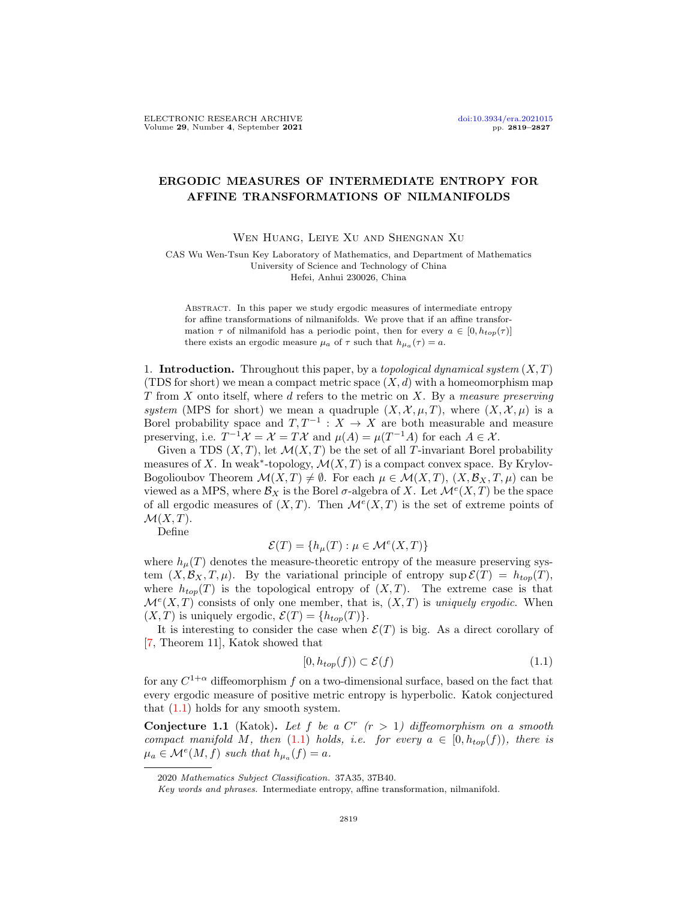# ERGODIC MEASURES OF INTERMEDIATE ENTROPY FOR AFFINE TRANSFORMATIONS OF NILMANIFOLDS

Wen Huang, Leiye Xu and Shengnan Xu

CAS Wu Wen-Tsun Key Laboratory of Mathematics, and Department of Mathematics
University of Science and Technology of China
Hefei, Anhui 230026, China

Abstract. In this paper we study ergodic measures of intermediate entropy for affine transformations of nilmanifolds. We prove that if an affine transformation $\tau$ of nilmanifold has a periodic point, then for every $a \in [0, h_{top}(\tau)]$ there exists an ergodic measure $\mu_a$ of $\tau$ such that $h_{\mu_a}(\tau) = a$.

1. **Introduction.** Throughout this paper, by a *topological dynamical system* $(X, T)$ (TDS for short) we mean a compact metric space $(X, d)$ with a homeomorphism map $T$ from $X$ onto itself, where $d$ refers to the metric on $X$. By a *measure preserving system* (MPS for short) we mean a quadruple $(X, \mathcal{X}, \mu, T)$, where $(X, \mathcal{X}, \mu)$ is a Borel probability space and $T, T^{-1} : X \to X$ are both measurable and measure preserving, i.e. $T^{-1}\mathcal{X} = \mathcal{X} = T\mathcal{X}$ and $\mu(A) = \mu(T^{-1}A)$ for each $A \in \mathcal{X}$.

Given a TDS $(X, T)$, let $\mathcal{M}(X, T)$ be the set of all $T$-invariant Borel probability measures of $X$. In weak*-topology, $\mathcal{M}(X, T)$ is a compact convex space. By Krylov-Bogolioubov Theorem $\mathcal{M}(X, T) \neq \emptyset$. For each $\mu \in \mathcal{M}(X, T)$, $(X, \mathcal{B}_X, T, \mu)$ can be viewed as a MPS, where $\mathcal{B}_X$ is the Borel $\sigma$-algebra of $X$. Let $\mathcal{M}^e(X, T)$ be the space of all ergodic measures of $(X, T)$. Then $\mathcal{M}^e(X, T)$ is the set of extreme points of $\mathcal{M}(X, T)$.

Define

$$\mathcal{E}(T) = \{h_\mu(T) : \mu \in \mathcal{M}^e(X, T)\}$$

where $h_\mu(T)$ denotes the measure-theoretic entropy of the measure preserving system $(X, \mathcal{B}_X, T, \mu)$. By the variational principle of entropy $\sup \mathcal{E}(T) = h_{top}(T)$, where $h_{top}(T)$ is the topological entropy of $(X, T)$. The extreme case is that $\mathcal{M}^e(X, T)$ consists of only one member, that is, $(X, T)$ is *uniquely ergodic*. When $(X, T)$ is uniquely ergodic, $\mathcal{E}(T) = \{h_{top}(T)\}$.

It is interesting to consider the case when $\mathcal{E}(T)$ is big. As a direct corollary of [7, Theorem 11], Katok showed that

$$[0, h_{top}(f)) \subset \mathcal{E}(f) \tag{1.1}$$

for any $C^{1+\alpha}$ diffeomorphism $f$ on a two-dimensional surface, based on the fact that every ergodic measure of positive metric entropy is hyperbolic. Katok conjectured that (1.1) holds for any smooth system.

**Conjecture 1.1** (Katok)**.** *Let $f$ be a $C^r$ $(r > 1)$ diffeomorphism on a smooth compact manifold $M$, then (1.1) holds, i.e. for every $a \in [0, h_{top}(f))$, there is $\mu_a \in \mathcal{M}^e(M, f)$ such that $h_{\mu_a}(f) = a$.*

---

2020 *Mathematics Subject Classification.* 37A35, 37B40.

*Key words and phrases.* Intermediate entropy, affine transformation, nilmanifold.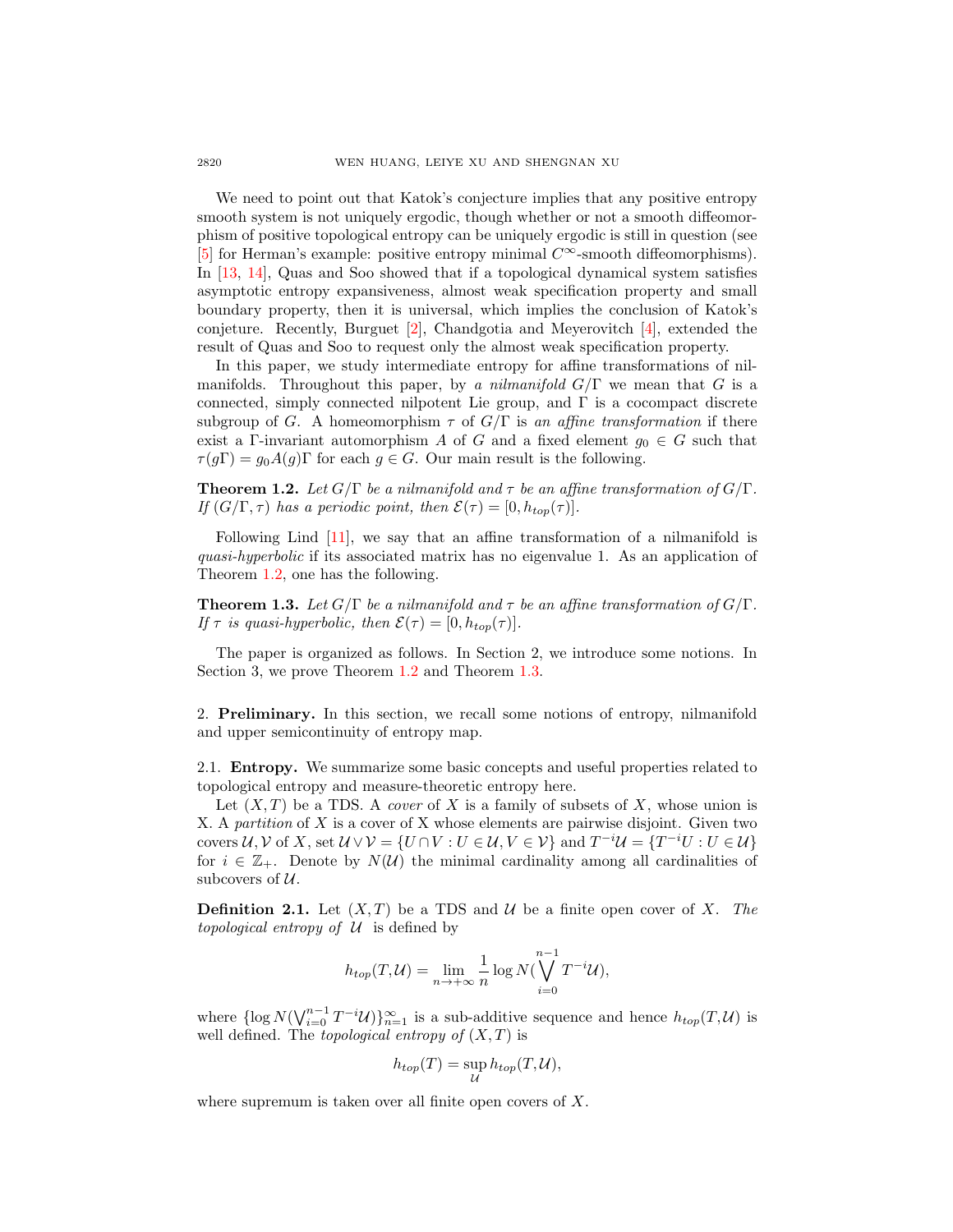We need to point out that Katok's conjecture implies that any positive entropy smooth system is not uniquely ergodic, though whether or not a smooth diffeomorphism of positive topological entropy can be uniquely ergodic is still in question (see [5] for Herman's example: positive entropy minimal $C^\infty$-smooth diffeomorphisms). In [13, 14], Quas and Soo showed that if a topological dynamical system satisfies asymptotic entropy expansiveness, almost weak specification property and small boundary property, then it is universal, which implies the conclusion of Katok's conjeture. Recently, Burguet [2], Chandgotia and Meyerovitch [4], extended the result of Quas and Soo to request only the almost weak specification property.

In this paper, we study intermediate entropy for affine transformations of nilmanifolds. Throughout this paper, by *a nilmanifold* $G/\Gamma$ we mean that $G$ is a connected, simply connected nilpotent Lie group, and $\Gamma$ is a cocompact discrete subgroup of $G$. A homeomorphism $\tau$ of $G/\Gamma$ is *an affine transformation* if there exist a $\Gamma$-invariant automorphism $A$ of $G$ and a fixed element $g_0 \in G$ such that $\tau(g\Gamma) = g_0 A(g)\Gamma$ for each $g \in G$. Our main result is the following.

**Theorem 1.2.** *Let $G/\Gamma$ be a nilmanifold and $\tau$ be an affine transformation of $G/\Gamma$. If $(G/\Gamma, \tau)$ has a periodic point, then $\mathcal{E}(\tau) = [0, h_{top}(\tau)]$.*

Following Lind [11], we say that an affine transformation of a nilmanifold is *quasi-hyperbolic* if its associated matrix has no eigenvalue 1. As an application of Theorem 1.2, one has the following.

**Theorem 1.3.** *Let $G/\Gamma$ be a nilmanifold and $\tau$ be an affine transformation of $G/\Gamma$. If $\tau$ is quasi-hyperbolic, then $\mathcal{E}(\tau) = [0, h_{top}(\tau)]$.*

The paper is organized as follows. In Section 2, we introduce some notions. In Section 3, we prove Theorem 1.2 and Theorem 1.3.

## 2. Preliminary.

In this section, we recall some notions of entropy, nilmanifold and upper semicontinuity of entropy map.

### 2.1. Entropy.

We summarize some basic concepts and useful properties related to topological entropy and measure-theoretic entropy here.

Let $(X, T)$ be a TDS. A *cover* of $X$ is a family of subsets of $X$, whose union is X. A *partition* of $X$ is a cover of X whose elements are pairwise disjoint. Given two covers $\mathcal{U}, \mathcal{V}$ of $X$, set $\mathcal{U} \vee \mathcal{V} = \{U \cap V : U \in \mathcal{U}, V \in \mathcal{V}\}$ and $T^{-i}\mathcal{U} = \{T^{-i}U : U \in \mathcal{U}\}$ for $i \in \mathbb{Z}_+$. Denote by $N(\mathcal{U})$ the minimal cardinality among all cardinalities of subcovers of $\mathcal{U}$.

**Definition 2.1.** Let $(X, T)$ be a TDS and $\mathcal{U}$ be a finite open cover of $X$. *The topological entropy of $\mathcal{U}$* is defined by

$$h_{top}(T, \mathcal{U}) = \lim_{n \to +\infty} \frac{1}{n} \log N(\bigvee_{i=0}^{n-1} T^{-i}\mathcal{U}),$$

where $\{\log N(\bigvee_{i=0}^{n-1} T^{-i}\mathcal{U})\}_{n=1}^{\infty}$ is a sub-additive sequence and hence $h_{top}(T, \mathcal{U})$ is well defined. The *topological entropy of* $(X, T)$ is

$$h_{top}(T) = \sup_{\mathcal{U}} h_{top}(T, \mathcal{U}),$$

where supremum is taken over all finite open covers of $X$.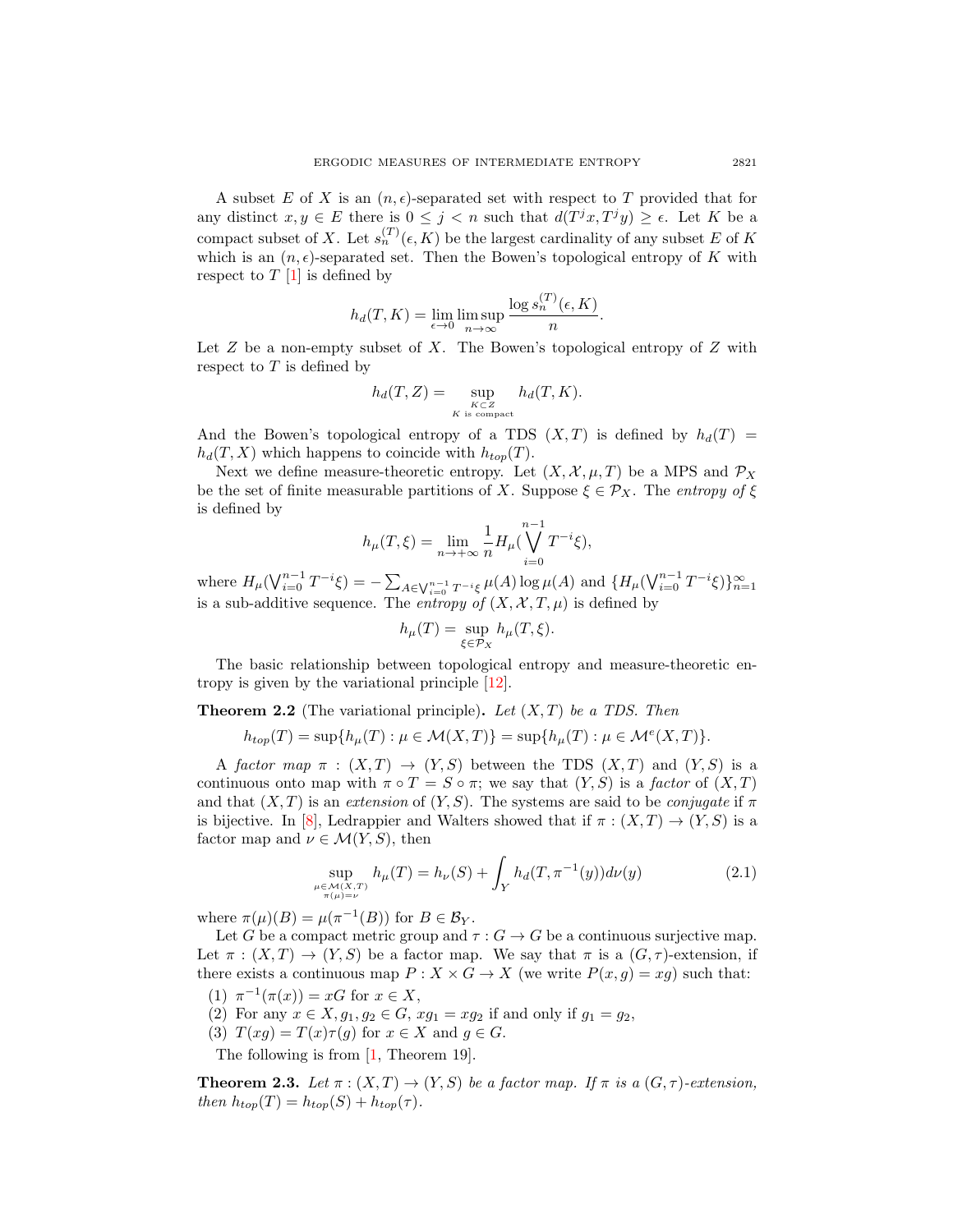A subset $E$ of $X$ is an $(n, \epsilon)$-separated set with respect to $T$ provided that for any distinct $x, y \in E$ there is $0 \leq j < n$ such that $d(T^j x, T^j y) \geq \epsilon$. Let $K$ be a compact subset of $X$. Let $s_n^{(T)}(\epsilon, K)$ be the largest cardinality of any subset $E$ of $K$ which is an $(n, \epsilon)$-separated set. Then the Bowen's topological entropy of $K$ with respect to $T$ [1] is defined by

$$h_d(T, K) = \lim_{\epsilon \to 0} \limsup_{n \to \infty} \frac{\log s_n^{(T)}(\epsilon, K)}{n}.$$

Let $Z$ be a non-empty subset of $X$. The Bowen's topological entropy of $Z$ with respect to $T$ is defined by

$$h_d(T, Z) = \sup_{\substack{K \subset Z \\ K \text{ is compact}}} h_d(T, K).$$

And the Bowen's topological entropy of a TDS $(X, T)$ is defined by $h_d(T) = h_d(T, X)$ which happens to coincide with $h_{top}(T)$.

Next we define measure-theoretic entropy. Let $(X, \mathcal{X}, \mu, T)$ be a MPS and $\mathcal{P}_X$ be the set of finite measurable partitions of $X$. Suppose $\xi \in \mathcal{P}_X$. The *entropy of* $\xi$ is defined by

$$h_\mu(T, \xi) = \lim_{n \to +\infty} \frac{1}{n} H_\mu(\bigvee_{i=0}^{n-1} T^{-i} \xi),$$

where $H_\mu(\bigvee_{i=0}^{n-1} T^{-i}\xi) = -\sum_{A \in \bigvee_{i=0}^{n-1} T^{-i}\xi} \mu(A) \log \mu(A)$ and $\{H_\mu(\bigvee_{i=0}^{n-1} T^{-i}\xi)\}_{n=1}^{\infty}$ is a sub-additive sequence. The *entropy of* $(X, \mathcal{X}, T, \mu)$ is defined by

$$h_\mu(T) = \sup_{\xi \in \mathcal{P}_X} h_\mu(T, \xi).$$

The basic relationship between topological entropy and measure-theoretic entropy is given by the variational principle [12].

**Theorem 2.2** (The variational principle)**.** *Let $(X, T)$ be a TDS. Then*

$$h_{top}(T) = \sup\{h_\mu(T) : \mu \in \mathcal{M}(X, T)\} = \sup\{h_\mu(T) : \mu \in \mathcal{M}^e(X, T)\}.$$

A *factor map* $\pi : (X, T) \to (Y, S)$ between the TDS $(X, T)$ and $(Y, S)$ is a continuous onto map with $\pi \circ T = S \circ \pi$; we say that $(Y, S)$ is a *factor* of $(X, T)$ and that $(X, T)$ is an *extension* of $(Y, S)$. The systems are said to be *conjugate* if $\pi$ is bijective. In [8], Ledrappier and Walters showed that if $\pi : (X, T) \to (Y, S)$ is a factor map and $\nu \in \mathcal{M}(Y, S)$, then

$$\sup_{\substack{\mu \in \mathcal{M}(X, T) \\ \pi(\mu) = \nu}} h_\mu(T) = h_\nu(S) + \int_Y h_d(T, \pi^{-1}(y)) d\nu(y) \tag{2.1}$$

where $\pi(\mu)(B) = \mu(\pi^{-1}(B))$ for $B \in \mathcal{B}_Y$.

Let $G$ be a compact metric group and $\tau : G \to G$ be a continuous surjective map. Let $\pi : (X, T) \to (Y, S)$ be a factor map. We say that $\pi$ is a $(G, \tau)$-extension, if there exists a continuous map $P : X \times G \to X$ (we write $P(x, g) = xg$) such that:

(1) $\pi^{-1}(\pi(x)) = xG$ for $x \in X$,
(2) For any $x \in X, g_1, g_2 \in G$, $xg_1 = xg_2$ if and only if $g_1 = g_2$,
(3) $T(xg) = T(x)\tau(g)$ for $x \in X$ and $g \in G$.

The following is from [1, Theorem 19].

**Theorem 2.3.** *Let $\pi : (X, T) \to (Y, S)$ be a factor map. If $\pi$ is a $(G, \tau)$-extension, then $h_{top}(T) = h_{top}(S) + h_{top}(\tau)$.*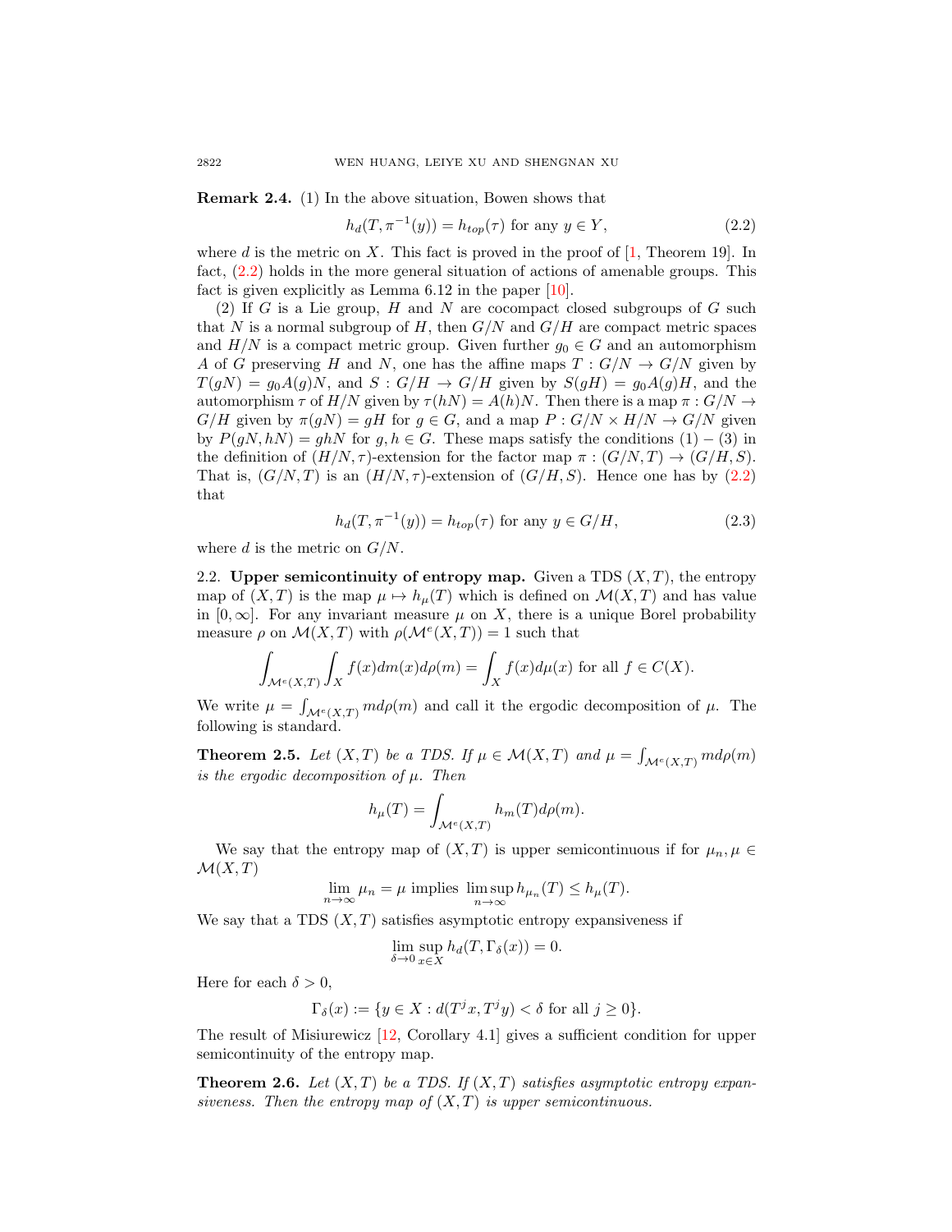**Remark 2.4.** (1) In the above situation, Bowen shows that

$$h_d(T, \pi^{-1}(y)) = h_{top}(\tau) \text{ for any } y \in Y, \tag{2.2}$$

where $d$ is the metric on $X$. This fact is proved in the proof of [1, Theorem 19]. In fact, (2.2) holds in the more general situation of actions of amenable groups. This fact is given explicitly as Lemma 6.12 in the paper [10].

(2) If $G$ is a Lie group, $H$ and $N$ are cocompact closed subgroups of $G$ such that $N$ is a normal subgroup of $H$, then $G/N$ and $G/H$ are compact metric spaces and $H/N$ is a compact metric group. Given further $g_0 \in G$ and an automorphism $A$ of $G$ preserving $H$ and $N$, one has the affine maps $T : G/N \to G/N$ given by $T(gN) = g_0A(g)N$, and $S : G/H \to G/H$ given by $S(gH) = g_0A(g)H$, and the automorphism $\tau$ of $H/N$ given by $\tau(hN) = A(h)N$. Then there is a map $\pi : G/N \to G/H$ given by $\pi(gN) = gH$ for $g \in G$, and a map $P : G/N \times H/N \to G/N$ given by $P(gN, hN) = ghN$ for $g, h \in G$. These maps satisfy the conditions $(1) - (3)$ in the definition of $(H/N, \tau)$-extension for the factor map $\pi : (G/N, T) \to (G/H, S)$. That is, $(G/N, T)$ is an $(H/N, \tau)$-extension of $(G/H, S)$. Hence one has by (2.2) that

$$h_d(T, \pi^{-1}(y)) = h_{top}(\tau) \text{ for any } y \in G/H, \tag{2.3}$$

where $d$ is the metric on $G/N$.

2.2. **Upper semicontinuity of entropy map.** Given a TDS $(X, T)$, the entropy map of $(X, T)$ is the map $\mu \mapsto h_\mu(T)$ which is defined on $\mathcal{M}(X, T)$ and has value in $[0, \infty]$. For any invariant measure $\mu$ on $X$, there is a unique Borel probability measure $\rho$ on $\mathcal{M}(X, T)$ with $\rho(\mathcal{M}^e(X, T)) = 1$ such that

$$\int_{\mathcal{M}^e(X,T)} \int_X f(x) dm(x) d\rho(m) = \int_X f(x) d\mu(x) \text{ for all } f \in C(X).$$

We write $\mu = \int_{\mathcal{M}^e(X,T)} m d\rho(m)$ and call it the ergodic decomposition of $\mu$. The following is standard.

**Theorem 2.5.** *Let $(X, T)$ be a TDS. If $\mu \in \mathcal{M}(X, T)$ and $\mu = \int_{\mathcal{M}^e(X,T)} m d\rho(m)$ is the ergodic decomposition of $\mu$. Then*

$$h_\mu(T) = \int_{\mathcal{M}^e(X,T)} h_m(T) d\rho(m).$$

We say that the entropy map of $(X, T)$ is upper semicontinuous if for $\mu_n, \mu \in \mathcal{M}(X, T)$

$$\lim_{n\to\infty} \mu_n = \mu \text{ implies } \limsup_{n\to\infty} h_{\mu_n}(T) \le h_\mu(T).$$

We say that a TDS $(X, T)$ satisfies asymptotic entropy expansiveness if

$$\lim_{\delta \to 0} \sup_{x \in X} h_d(T, \Gamma_\delta(x)) = 0.$$

Here for each $\delta > 0$,

$$\Gamma_\delta(x) := \{y \in X : d(T^j x, T^j y) < \delta \text{ for all } j \ge 0\}.$$

The result of Misiurewicz [12, Corollary 4.1] gives a sufficient condition for upper semicontinuity of the entropy map.

**Theorem 2.6.** *Let $(X, T)$ be a TDS. If $(X, T)$ satisfies asymptotic entropy expansiveness. Then the entropy map of $(X, T)$ is upper semicontinuous.*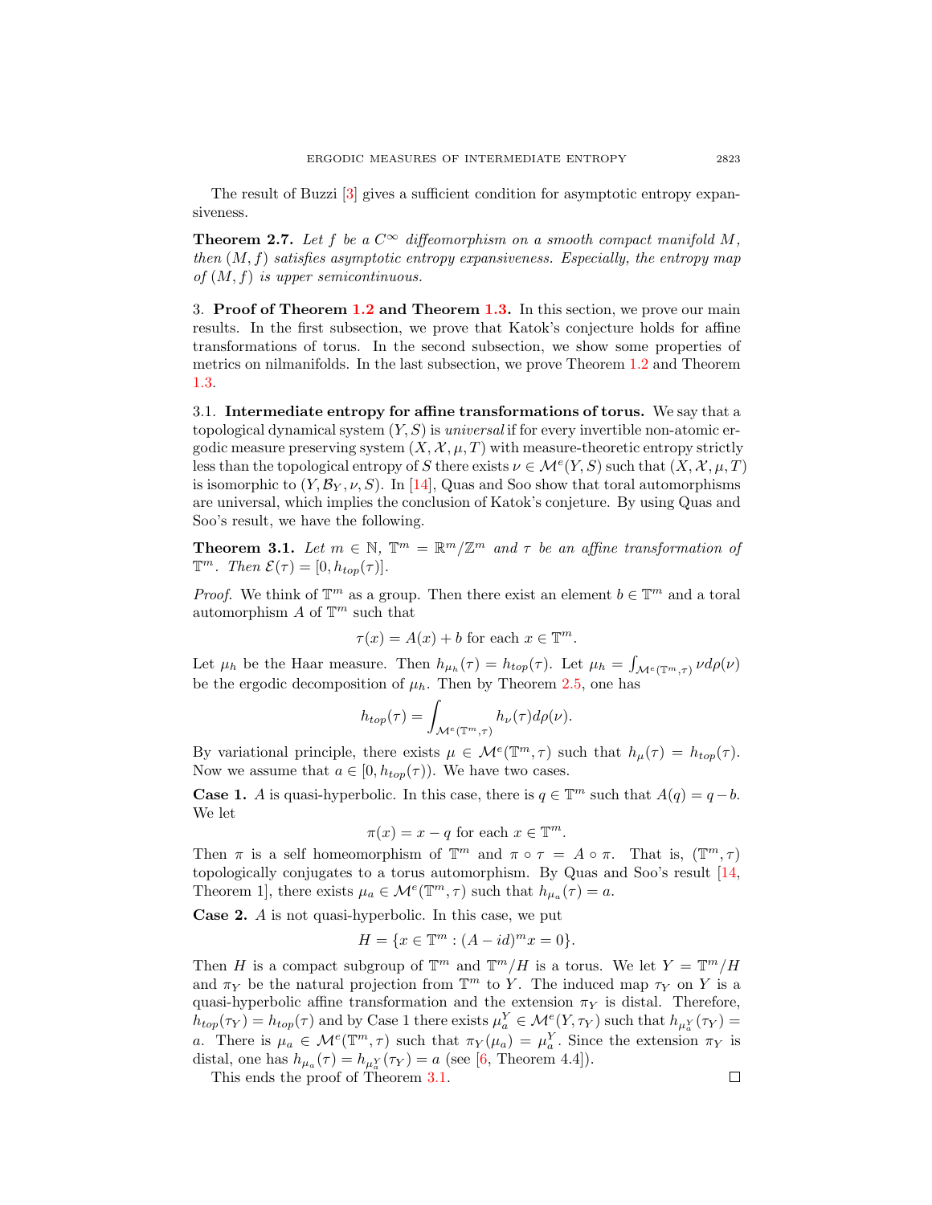The result of Buzzi [3] gives a sufficient condition for asymptotic entropy expansiveness.

**Theorem 2.7.** *Let $f$ be a $C^\infty$ diffeomorphism on a smooth compact manifold $M$, then $(M, f)$ satisfies asymptotic entropy expansiveness. Especially, the entropy map of $(M, f)$ is upper semicontinuous.*

## 3. Proof of Theorem 1.2 and Theorem 1.3.

In this section, we prove our main results. In the first subsection, we prove that Katok's conjecture holds for affine transformations of torus. In the second subsection, we show some properties of metrics on nilmanifolds. In the last subsection, we prove Theorem 1.2 and Theorem 1.3.

### 3.1. Intermediate entropy for affine transformations of torus.

We say that a topological dynamical system $(Y, S)$ is *universal* if for every invertible non-atomic ergodic measure preserving system $(X, \mathcal{X}, \mu, T)$ with measure-theoretic entropy strictly less than the topological entropy of $S$ there exists $\nu \in \mathcal{M}^e(Y, S)$ such that $(X, \mathcal{X}, \mu, T)$ is isomorphic to $(Y, \mathcal{B}_Y, \nu, S)$. In [14], Quas and Soo show that toral automorphisms are universal, which implies the conclusion of Katok's conjeture. By using Quas and Soo's result, we have the following.

**Theorem 3.1.** *Let $m \in \mathbb{N}$, $\mathbb{T}^m = \mathbb{R}^m/\mathbb{Z}^m$ and $\tau$ be an affine transformation of $\mathbb{T}^m$. Then $\mathcal{E}(\tau) = [0, h_{top}(\tau)]$.*

*Proof.* We think of $\mathbb{T}^m$ as a group. Then there exist an element $b \in \mathbb{T}^m$ and a toral automorphism $A$ of $\mathbb{T}^m$ such that

$$\tau(x) = A(x) + b \text{ for each } x \in \mathbb{T}^m.$$

Let $\mu_h$ be the Haar measure. Then $h_{\mu_h}(\tau) = h_{top}(\tau)$. Let $\mu_h = \int_{\mathcal{M}^e(\mathbb{T}^m,\tau)} \nu d\rho(\nu)$ be the ergodic decomposition of $\mu_h$. Then by Theorem 2.5, one has

$$h_{top}(\tau) = \int_{\mathcal{M}^e(\mathbb{T}^m,\tau)} h_\nu(\tau) d\rho(\nu).$$

By variational principle, there exists $\mu \in \mathcal{M}^e(\mathbb{T}^m, \tau)$ such that $h_\mu(\tau) = h_{top}(\tau)$. Now we assume that $a \in [0, h_{top}(\tau))$. We have two cases.

**Case 1.** $A$ is quasi-hyperbolic. In this case, there is $q \in \mathbb{T}^m$ such that $A(q) = q - b$. We let

$$\pi(x) = x - q \text{ for each } x \in \mathbb{T}^m.$$

Then $\pi$ is a self homeomorphism of $\mathbb{T}^m$ and $\pi \circ \tau = A \circ \pi$. That is, $(\mathbb{T}^m, \tau)$ topologically conjugates to a torus automorphism. By Quas and Soo's result [14, Theorem 1], there exists $\mu_a \in \mathcal{M}^e(\mathbb{T}^m, \tau)$ such that $h_{\mu_a}(\tau) = a$.

**Case 2.** $A$ is not quasi-hyperbolic. In this case, we put

$$H = \{x \in \mathbb{T}^m : (A - id)^m x = 0\}.$$

Then $H$ is a compact subgroup of $\mathbb{T}^m$ and $\mathbb{T}^m/H$ is a torus. We let $Y = \mathbb{T}^m/H$ and $\pi_Y$ be the natural projection from $\mathbb{T}^m$ to $Y$. The induced map $\tau_Y$ on $Y$ is a quasi-hyperbolic affine transformation and the extension $\pi_Y$ is distal. Therefore, $h_{top}(\tau_Y) = h_{top}(\tau)$ and by Case 1 there exists $\mu_a^Y \in \mathcal{M}^e(Y, \tau_Y)$ such that $h_{\mu_a^Y}(\tau_Y) = a$. There is $\mu_a \in \mathcal{M}^e(\mathbb{T}^m, \tau)$ such that $\pi_Y(\mu_a) = \mu_a^Y$. Since the extension $\pi_Y$ is distal, one has $h_{\mu_a}(\tau) = h_{\mu_a^Y}(\tau_Y) = a$ (see [6, Theorem 4.4]).

This ends the proof of Theorem 3.1. $\square$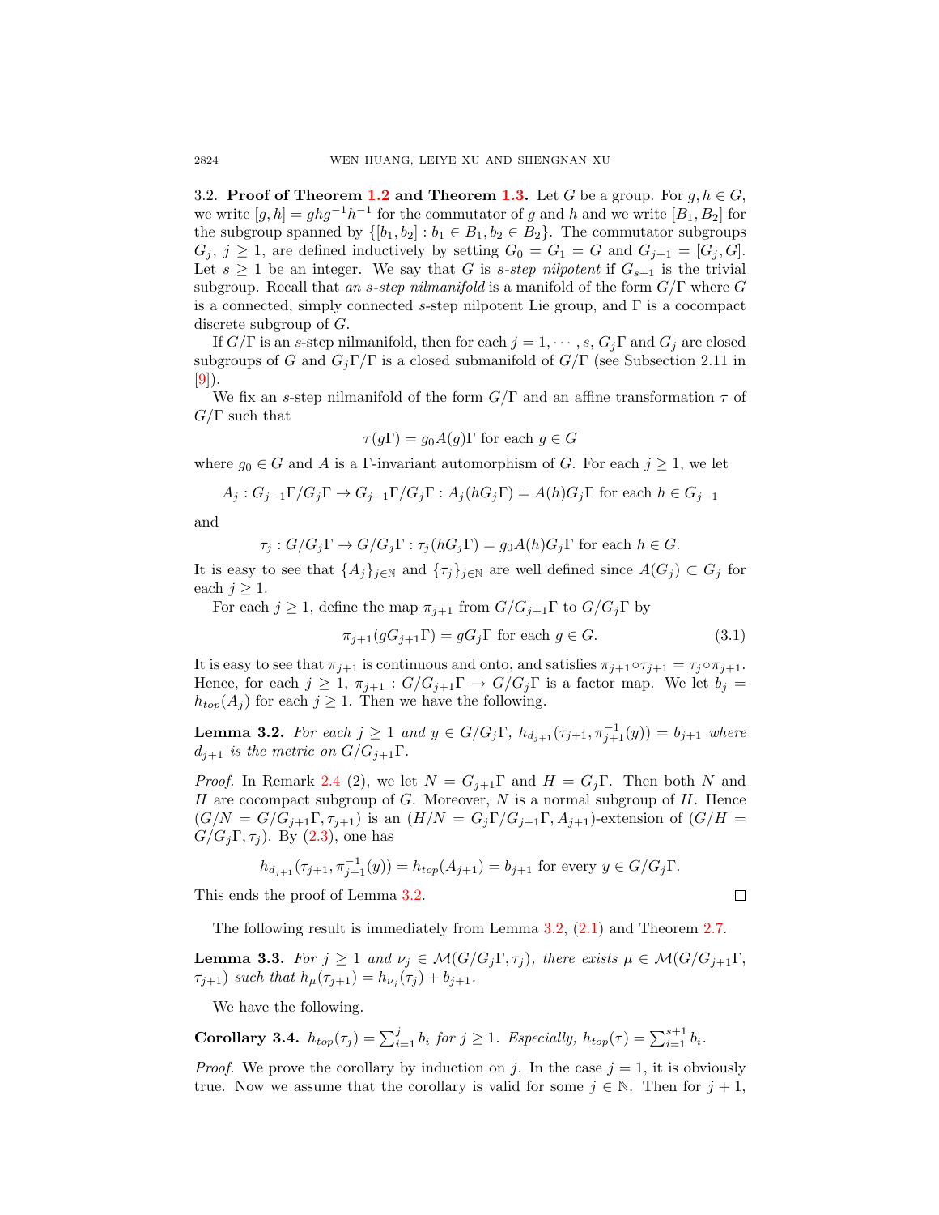3.2. **Proof of Theorem 1.2 and Theorem 1.3.** Let $G$ be a group. For $g, h \in G$, we write $[g,h] = ghg^{-1}h^{-1}$ for the commutator of $g$ and $h$ and we write $[B_1, B_2]$ for the subgroup spanned by $\{[b_1, b_2] : b_1 \in B_1, b_2 \in B_2\}$. The commutator subgroups $G_j$, $j \geq 1$, are defined inductively by setting $G_0 = G_1 = G$ and $G_{j+1} = [G_j, G]$. Let $s \geq 1$ be an integer. We say that $G$ is *s-step nilpotent* if $G_{s+1}$ is the trivial subgroup. Recall that *an s-step nilmanifold* is a manifold of the form $G/\Gamma$ where $G$ is a connected, simply connected $s$-step nilpotent Lie group, and $\Gamma$ is a cocompact discrete subgroup of $G$.

If $G/\Gamma$ is an $s$-step nilmanifold, then for each $j = 1, \cdots, s$, $G_j\Gamma$ and $G_j$ are closed subgroups of $G$ and $G_j\Gamma/\Gamma$ is a closed submanifold of $G/\Gamma$ (see Subsection 2.11 in [9]).

We fix an $s$-step nilmanifold of the form $G/\Gamma$ and an affine transformation $\tau$ of $G/\Gamma$ such that

$$\tau(g\Gamma) = g_0 A(g)\Gamma \text{ for each } g \in G$$

where $g_0 \in G$ and $A$ is a $\Gamma$-invariant automorphism of $G$. For each $j \geq 1$, we let

$$A_j : G_{j-1}\Gamma/G_j\Gamma \to G_{j-1}\Gamma/G_j\Gamma : A_j(hG_j\Gamma) = A(h)G_j\Gamma \text{ for each } h \in G_{j-1}$$

and

$$\tau_j : G/G_j\Gamma \to G/G_j\Gamma : \tau_j(hG_j\Gamma) = g_0 A(h)G_j\Gamma \text{ for each } h \in G.$$

It is easy to see that $\{A_j\}_{j\in\mathbb{N}}$ and $\{\tau_j\}_{j\in\mathbb{N}}$ are well defined since $A(G_j) \subset G_j$ for each $j \geq 1$.

For each $j \geq 1$, define the map $\pi_{j+1}$ from $G/G_{j+1}\Gamma$ to $G/G_j\Gamma$ by

$$\pi_{j+1}(gG_{j+1}\Gamma) = gG_j\Gamma \text{ for each } g \in G. \tag{3.1}$$

It is easy to see that $\pi_{j+1}$ is continuous and onto, and satisfies $\pi_{j+1}\circ\tau_{j+1} = \tau_j\circ\pi_{j+1}$. Hence, for each $j \geq 1$, $\pi_{j+1} : G/G_{j+1}\Gamma \to G/G_j\Gamma$ is a factor map. We let $b_j = h_{top}(A_j)$ for each $j \geq 1$. Then we have the following.

**Lemma 3.2.** *For each $j \geq 1$ and $y \in G/G_j\Gamma$, $h_{d_{j+1}}(\tau_{j+1}, \pi_{j+1}^{-1}(y)) = b_{j+1}$ where $d_{j+1}$ is the metric on $G/G_{j+1}\Gamma$.*

*Proof.* In Remark 2.4 (2), we let $N = G_{j+1}\Gamma$ and $H = G_j\Gamma$. Then both $N$ and $H$ are cocompact subgroup of $G$. Moreover, $N$ is a normal subgroup of $H$. Hence $(G/N = G/G_{j+1}\Gamma, \tau_{j+1})$ is an $(H/N = G_j\Gamma/G_{j+1}\Gamma, A_{j+1})$-extension of $(G/H = G/G_j\Gamma, \tau_j)$. By (2.3), one has

$$h_{d_{j+1}}(\tau_{j+1}, \pi_{j+1}^{-1}(y)) = h_{top}(A_{j+1}) = b_{j+1} \text{ for every } y \in G/G_j\Gamma.$$

This ends the proof of Lemma 3.2. $\square$

The following result is immediately from Lemma 3.2, (2.1) and Theorem 2.7.

**Lemma 3.3.** *For $j \geq 1$ and $\nu_j \in \mathcal{M}(G/G_j\Gamma, \tau_j)$, there exists $\mu \in \mathcal{M}(G/G_{j+1}\Gamma, \tau_{j+1})$ such that $h_\mu(\tau_{j+1}) = h_{\nu_j}(\tau_j) + b_{j+1}$.*

We have the following.

**Corollary 3.4.** $h_{top}(\tau_j) = \sum_{i=1}^{j} b_i$ *for $j \geq 1$. Especially,* $h_{top}(\tau) = \sum_{i=1}^{s+1} b_i$.

*Proof.* We prove the corollary by induction on $j$. In the case $j = 1$, it is obviously true. Now we assume that the corollary is valid for some $j \in \mathbb{N}$. Then for $j + 1$,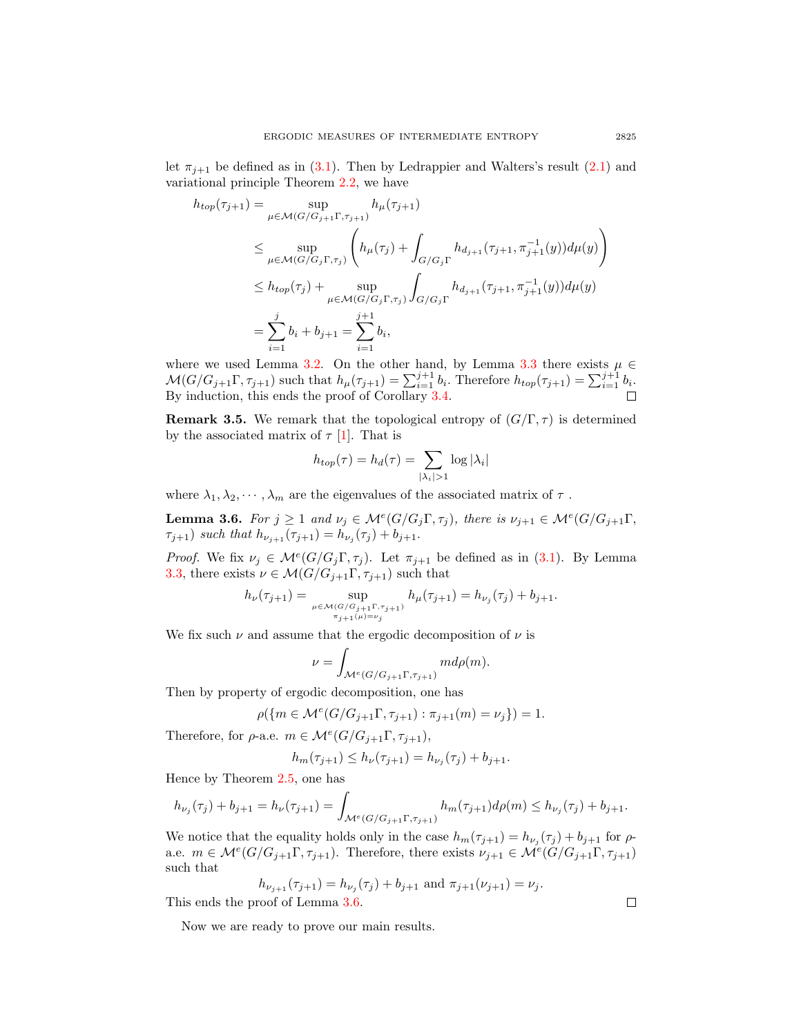let $\pi_{j+1}$ be defined as in (3.1). Then by Ledrappier and Walters's result (2.1) and variational principle Theorem 2.2, we have

$$
\begin{aligned}
h_{top}(\tau_{j+1}) &= \sup_{\mu \in \mathcal{M}(G/G_{j+1}\Gamma, \tau_{j+1})} h_\mu(\tau_{j+1}) \\
&\leq \sup_{\mu \in \mathcal{M}(G/G_j\Gamma, \tau_j)} \left( h_\mu(\tau_j) + \int_{G/G_j\Gamma} h_{d_{j+1}}(\tau_{j+1}, \pi_{j+1}^{-1}(y)) d\mu(y) \right) \\
&\leq h_{top}(\tau_j) + \sup_{\mu \in \mathcal{M}(G/G_j\Gamma, \tau_j)} \int_{G/G_j\Gamma} h_{d_{j+1}}(\tau_{j+1}, \pi_{j+1}^{-1}(y)) d\mu(y) \\
&= \sum_{i=1}^{j} b_i + b_{j+1} = \sum_{i=1}^{j+1} b_i,
\end{aligned}
$$

where we used Lemma 3.2. On the other hand, by Lemma 3.3 there exists $\mu \in \mathcal{M}(G/G_{j+1}\Gamma, \tau_{j+1})$ such that $h_\mu(\tau_{j+1}) = \sum_{i=1}^{j+1} b_i$. Therefore $h_{top}(\tau_{j+1}) = \sum_{i=1}^{j+1} b_i$. By induction, this ends the proof of Corollary 3.4. ◻

**Remark 3.5.** We remark that the topological entropy of $(G/\Gamma, \tau)$ is determined by the associated matrix of $\tau$ [1]. That is

$$
h_{top}(\tau) = h_d(\tau) = \sum_{|\lambda_i| > 1} \log |\lambda_i|
$$

where $\lambda_1, \lambda_2, \cdots, \lambda_m$ are the eigenvalues of the associated matrix of $\tau$ .

**Lemma 3.6.** *For $j \geq 1$ and $\nu_j \in \mathcal{M}^e(G/G_j\Gamma, \tau_j)$, there is $\nu_{j+1} \in \mathcal{M}^e(G/G_{j+1}\Gamma, \tau_{j+1})$ such that $h_{\nu_{j+1}}(\tau_{j+1}) = h_{\nu_j}(\tau_j) + b_{j+1}$.*

*Proof.* We fix $\nu_j \in \mathcal{M}^e(G/G_j\Gamma, \tau_j)$. Let $\pi_{j+1}$ be defined as in (3.1). By Lemma 3.3, there exists $\nu \in \mathcal{M}(G/G_{j+1}\Gamma, \tau_{j+1})$ such that

$$
h_\nu(\tau_{j+1}) = \sup_{\substack{\mu \in \mathcal{M}(G/G_{j+1}\Gamma, \tau_{j+1}) \\ \pi_{j+1}(\mu) = \nu_j}} h_\mu(\tau_{j+1}) = h_{\nu_j}(\tau_j) + b_{j+1}.
$$

We fix such $\nu$ and assume that the ergodic decomposition of $\nu$ is

$$
\nu = \int_{\mathcal{M}^e(G/G_{j+1}\Gamma, \tau_{j+1})} m d\rho(m).
$$

Then by property of ergodic decomposition, one has

$$
\rho(\{m \in \mathcal{M}^e(G/G_{j+1}\Gamma, \tau_{j+1}) : \pi_{j+1}(m) = \nu_j\}) = 1.
$$

Therefore, for $\rho$-a.e. $m \in \mathcal{M}^e(G/G_{j+1}\Gamma, \tau_{j+1})$,

$$
h_m(\tau_{j+1}) \leq h_\nu(\tau_{j+1}) = h_{\nu_j}(\tau_j) + b_{j+1}.
$$

Hence by Theorem 2.5, one has

$$
h_{\nu_j}(\tau_j) + b_{j+1} = h_\nu(\tau_{j+1}) = \int_{\mathcal{M}^e(G/G_{j+1}\Gamma, \tau_{j+1})} h_m(\tau_{j+1}) d\rho(m) \leq h_{\nu_j}(\tau_j) + b_{j+1}.
$$

We notice that the equality holds only in the case $h_m(\tau_{j+1}) = h_{\nu_j}(\tau_j) + b_{j+1}$ for $\rho$-a.e. $m \in \mathcal{M}^e(G/G_{j+1}\Gamma, \tau_{j+1})$. Therefore, there exists $\nu_{j+1} \in \mathcal{M}^e(G/G_{j+1}\Gamma, \tau_{j+1})$ such that

$$
h_{\nu_{j+1}}(\tau_{j+1}) = h_{\nu_j}(\tau_j) + b_{j+1} \text{ and } \pi_{j+1}(\nu_{j+1}) = \nu_j.
$$

This ends the proof of Lemma 3.6. ◻

Now we are ready to prove our main results.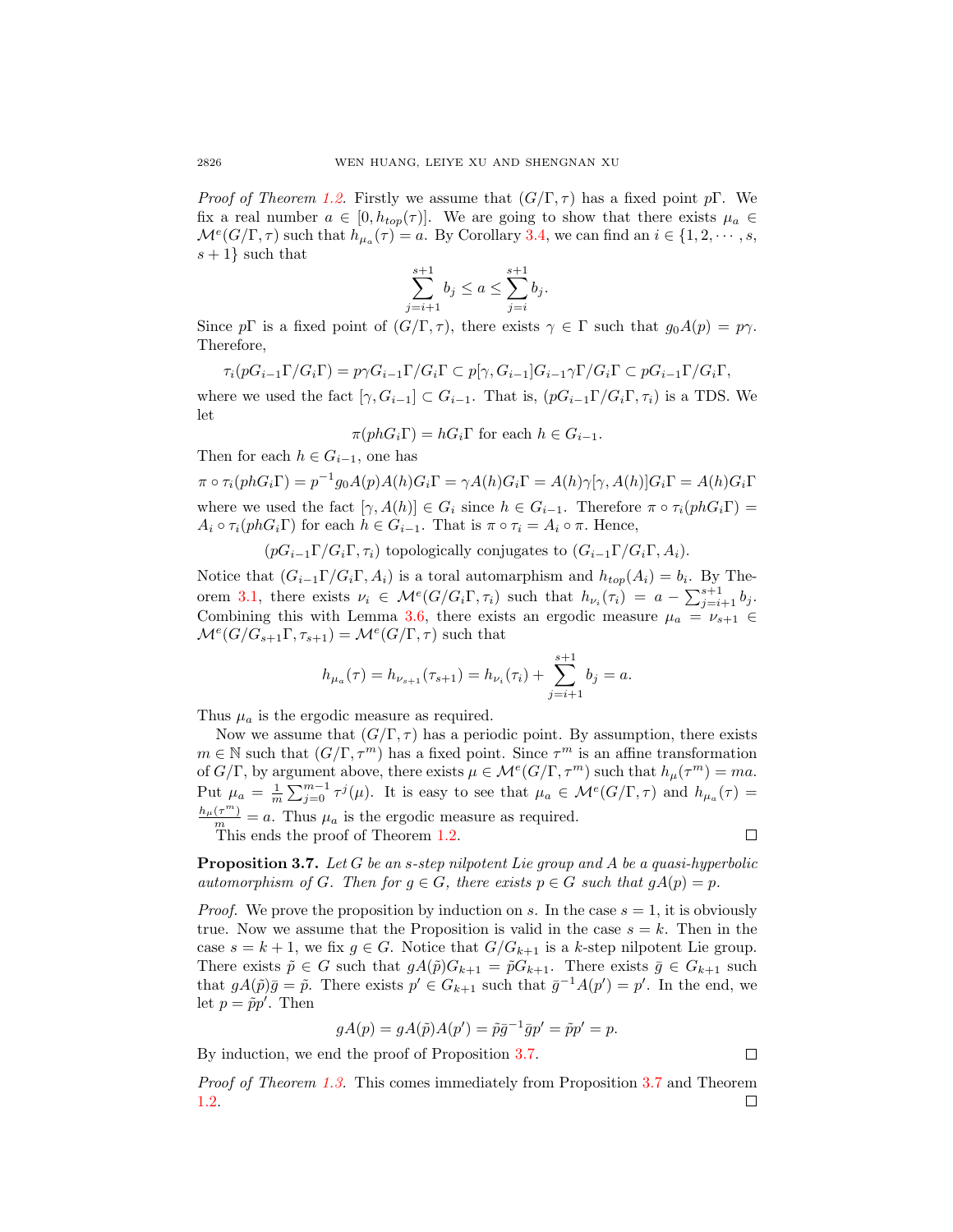*Proof of Theorem 1.2.* Firstly we assume that $(G/\Gamma, \tau)$ has a fixed point $p\Gamma$. We fix a real number $a \in [0, h_{top}(\tau)]$. We are going to show that there exists $\mu_a \in \mathcal{M}^e(G/\Gamma, \tau)$ such that $h_{\mu_a}(\tau) = a$. By Corollary 3.4, we can find an $i \in \{1, 2, \cdots, s, s+1\}$ such that

$$\sum_{j=i+1}^{s+1} b_j \le a \le \sum_{j=i}^{s+1} b_j.$$

Since $p\Gamma$ is a fixed point of $(G/\Gamma, \tau)$, there exists $\gamma \in \Gamma$ such that $g_0 A(p) = p\gamma$. Therefore,

$$\tau_i(pG_{i-1}\Gamma/G_i\Gamma) = p\gamma G_{i-1}\Gamma/G_i\Gamma \subset p[\gamma, G_{i-1}]G_{i-1}\gamma\Gamma/G_i\Gamma \subset pG_{i-1}\Gamma/G_i\Gamma,$$

where we used the fact $[\gamma, G_{i-1}] \subset G_{i-1}$. That is, $(pG_{i-1}\Gamma/G_i\Gamma, \tau_i)$ is a TDS. We let

$$\pi(phG_i\Gamma) = hG_i\Gamma \text{ for each } h \in G_{i-1}.$$

Then for each $h \in G_{i-1}$, one has

$$\pi \circ \tau_i(phG_i\Gamma) = p^{-1}g_0A(p)A(h)G_i\Gamma = \gamma A(h)G_i\Gamma = A(h)\gamma[\gamma, A(h)]G_i\Gamma = A(h)G_i\Gamma$$

where we used the fact $[\gamma, A(h)] \in G_i$ since $h \in G_{i-1}$. Therefore $\pi \circ \tau_i(phG_i\Gamma) = A_i \circ \tau_i(phG_i\Gamma)$ for each $h \in G_{i-1}$. That is $\pi \circ \tau_i = A_i \circ \pi$. Hence,

$$(pG_{i-1}\Gamma/G_i\Gamma, \tau_i) \text{ topologically conjugates to } (G_{i-1}\Gamma/G_i\Gamma, A_i).$$

Notice that $(G_{i-1}\Gamma/G_i\Gamma, A_i)$ is a toral automarphism and $h_{top}(A_i) = b_i$. By Theorem 3.1, there exists $\nu_i \in \mathcal{M}^e(G/G_i\Gamma, \tau_i)$ such that $h_{\nu_i}(\tau_i) = a - \sum_{j=i+1}^{s+1} b_j$. Combining this with Lemma 3.6, there exists an ergodic measure $\mu_a = \nu_{s+1} \in \mathcal{M}^e(G/G_{s+1}\Gamma, \tau_{s+1}) = \mathcal{M}^e(G/\Gamma, \tau)$ such that

$$h_{\mu_a}(\tau) = h_{\nu_{s+1}}(\tau_{s+1}) = h_{\nu_i}(\tau_i) + \sum_{j=i+1}^{s+1} b_j = a.$$

Thus $\mu_a$ is the ergodic measure as required.

Now we assume that $(G/\Gamma, \tau)$ has a periodic point. By assumption, there exists $m \in \mathbb{N}$ such that $(G/\Gamma, \tau^m)$ has a fixed point. Since $\tau^m$ is an affine transformation of $G/\Gamma$, by argument above, there exists $\mu \in \mathcal{M}^e(G/\Gamma, \tau^m)$ such that $h_\mu(\tau^m) = ma$. Put $\mu_a = \frac{1}{m}\sum_{j=0}^{m-1} \tau^j(\mu)$. It is easy to see that $\mu_a \in \mathcal{M}^e(G/\Gamma, \tau)$ and $h_{\mu_a}(\tau) = \frac{h_\mu(\tau^m)}{m} = a$. Thus $\mu_a$ is the ergodic measure as required.

This ends the proof of Theorem 1.2. $\square$

**Proposition 3.7.** *Let $G$ be an $s$-step nilpotent Lie group and $A$ be a quasi-hyperbolic automorphism of $G$. Then for $g \in G$, there exists $p \in G$ such that $gA(p) = p$.*

*Proof.* We prove the proposition by induction on $s$. In the case $s = 1$, it is obviously true. Now we assume that the Proposition is valid in the case $s = k$. Then in the case $s = k + 1$, we fix $g \in G$. Notice that $G/G_{k+1}$ is a $k$-step nilpotent Lie group. There exists $\tilde{p} \in G$ such that $gA(\tilde{p})G_{k+1} = \tilde{p}G_{k+1}$. There exists $\bar{g} \in G_{k+1}$ such that $gA(\tilde{p})\bar{g} = \tilde{p}$. There exists $p' \in G_{k+1}$ such that $\bar{g}^{-1}A(p') = p'$. In the end, we let $p = \tilde{p}p'$. Then

$$gA(p) = gA(\tilde{p})A(p') = \tilde{p}\bar{g}^{-1}\bar{g}p' = \tilde{p}p' = p.$$

By induction, we end the proof of Proposition 3.7. $\square$

*Proof of Theorem 1.3.* This comes immediately from Proposition 3.7 and Theorem 1.2. $\square$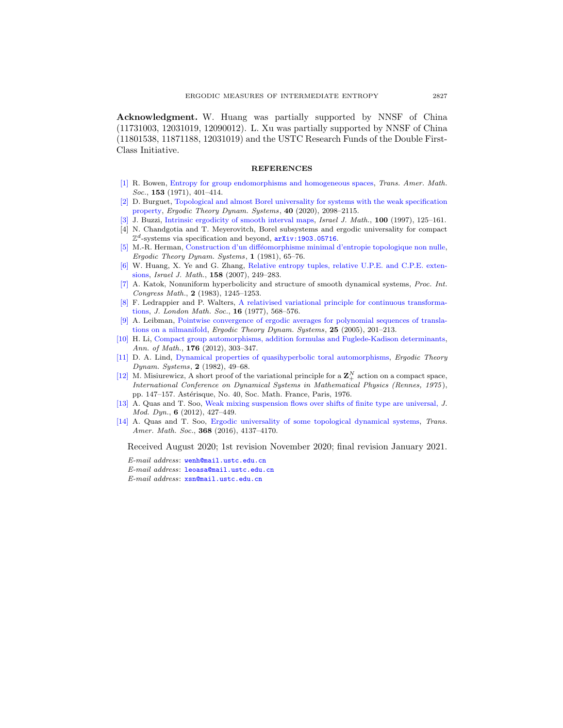**Acknowledgment.** W. Huang was partially supported by NNSF of China (11731003, 12031019, 12090012). L. Xu was partially supported by NNSF of China (11801538, 11871188, 12031019) and the USTC Research Funds of the Double First-Class Initiative.

## REFERENCES

[1] R. Bowen, Entropy for group endomorphisms and homogeneous spaces, *Trans. Amer. Math. Soc.*, **153** (1971), 401–414.

[2] D. Burguet, Topological and almost Borel universality for systems with the weak specification property, *Ergodic Theory Dynam. Systems*, **40** (2020), 2098–2115.

[3] J. Buzzi, Intrinsic ergodicity of smooth interval maps, *Israel J. Math.*, **100** (1997), 125–161.

[4] N. Chandgotia and T. Meyerovitch, Borel subsystems and ergodic universality for compact $\mathbb{Z}^d$-systems via specification and beyond, arXiv:1903.05716.

[5] M.-R. Herman, Construction d'un difféomorphisme minimal d'entropie topologique non nulle, *Ergodic Theory Dynam. Systems*, **1** (1981), 65–76.

[6] W. Huang, X. Ye and G. Zhang, Relative entropy tuples, relative U.P.E. and C.P.E. extensions, *Israel J. Math.*, **158** (2007), 249–283.

[7] A. Katok, Nonuniform hyperbolicity and structure of smooth dynamical systems, *Proc. Int. Congress Math.*, **2** (1983), 1245–1253.

[8] F. Ledrappier and P. Walters, A relativised variational principle for continuous transformations, *J. London Math. Soc.*, **16** (1977), 568–576.

[9] A. Leibman, Pointwise convergence of ergodic averages for polynomial sequences of translations on a nilmanifold, *Ergodic Theory Dynam. Systems*, **25** (2005), 201–213.

[10] H. Li, Compact group automorphisms, addition formulas and Fuglede-Kadison determinants, *Ann. of Math.*, **176** (2012), 303–347.

[11] D. A. Lind, Dynamical properties of quasihyperbolic toral automorphisms, *Ergodic Theory Dynam. Systems*, **2** (1982), 49–68.

[12] M. Misiurewicz, A short proof of the variational principle for a $\mathbf{Z}_+^N$ action on a compact space, *International Conference on Dynamical Systems in Mathematical Physics (Rennes, 1975)*, pp. 147–157. Astérisque, No. 40, Soc. Math. France, Paris, 1976.

[13] A. Quas and T. Soo, Weak mixing suspension flows over shifts of finite type are universal, *J. Mod. Dyn.*, **6** (2012), 427–449.

[14] A. Quas and T. Soo, Ergodic universality of some topological dynamical systems, *Trans. Amer. Math. Soc.*, **368** (2016), 4137–4170.

Received August 2020; 1st revision November 2020; final revision January 2021.

*E-mail address*: wenh@mail.ustc.edu.cn
*E-mail address*: leoasa@mail.ustc.edu.cn
*E-mail address*: xsn@mail.ustc.edu.cn